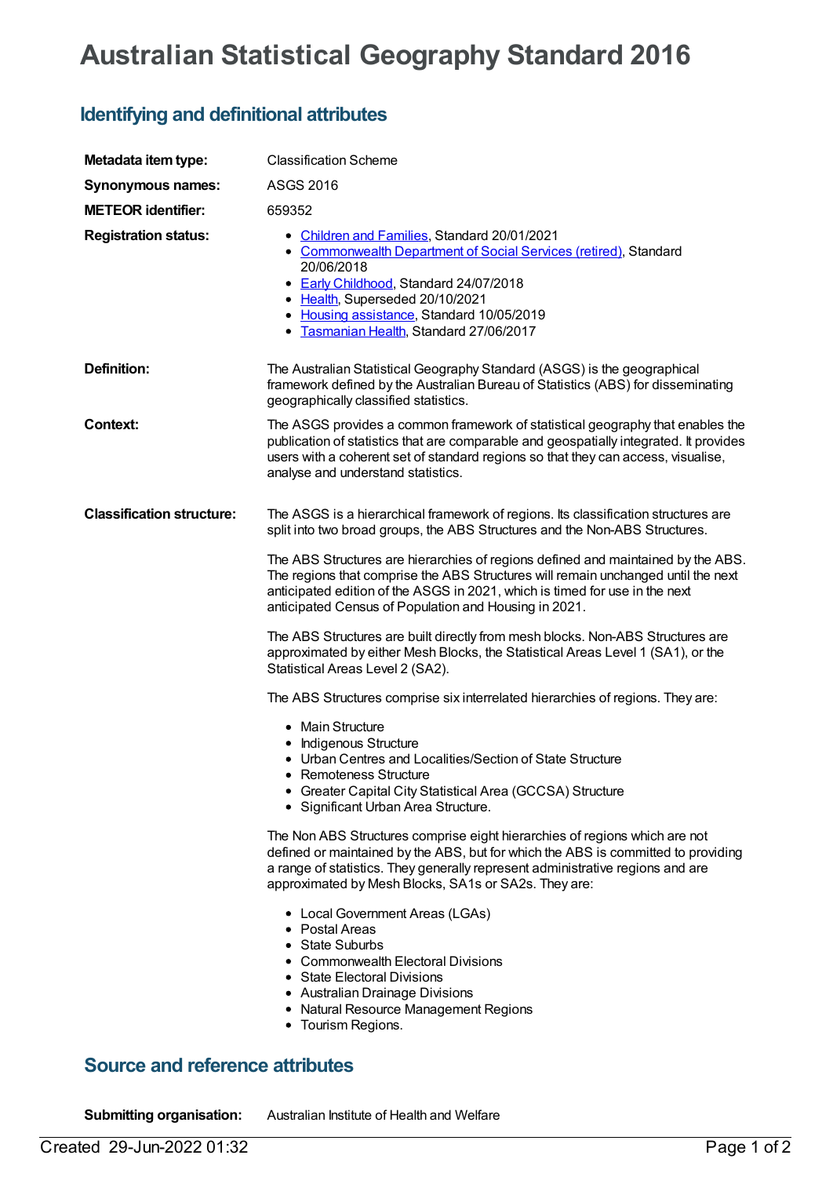# Australian Statistical Geography Standard 2016

## Identifying and definitional attributes

**Metadata item type:** Classification Scheme

**Synonymous names:** ASGS 2016

**METEOR identifier:** 659352

**Registration status:**

- Children and Families, Standard 20/01/2021
- Commonwealth Department of Social Services (retired), Standard 20/06/2018
- Early Childhood, Standard 24/07/2018
- Health, Superseded 20/10/2021
- Housing assistance, Standard 10/05/2019
- Tasmanian Health, Standard 27/06/2017

**Definition:** The Australian Statistical Geography Standard (ASGS) is the geographical framework defined by the Australian Bureau of Statistics (ABS) for disseminating geographically classified statistics.

**Context:** The ASGS provides a common framework of statistical geography that enables the publication of statistics that are comparable and geospatially integrated. It provides users with a coherent set of standard regions so that they can access, visualise, analyse and understand statistics.

**Classification structure:** The ASGS is a hierarchical framework of regions. Its classification structures are split into two broad groups, the ABS Structures and the Non-ABS Structures.

The ABS Structures are hierarchies of regions defined and maintained by the ABS. The regions that comprise the ABS Structures will remain unchanged until the next anticipated edition of the ASGS in 2021, which is timed for use in the next anticipated Census of Population and Housing in 2021.

The ABS Structures are built directly from mesh blocks. Non-ABS Structures are approximated by either Mesh Blocks, the Statistical Areas Level 1 (SA1), or the Statistical Areas Level 2 (SA2).

The ABS Structures comprise six interrelated hierarchies of regions. They are:

- Main Structure
- Indigenous Structure
- Urban Centres and Localities/Section of State Structure
- Remoteness Structure
- Greater Capital City Statistical Area (GCCSA) Structure
- Significant Urban Area Structure.

The Non ABS Structures comprise eight hierarchies of regions which are not defined or maintained by the ABS, but for which the ABS is committed to providing a range of statistics. They generally represent administrative regions and are approximated by Mesh Blocks, SA1s or SA2s. They are:

- Local Government Areas (LGAs)
- Postal Areas
- State Suburbs
- Commonwealth Electoral Divisions
- State Electoral Divisions
- Australian Drainage Divisions
- Natural Resource Management Regions
- Tourism Regions.

## Source and reference attributes

**Submitting organisation:** Australian Institute of Health and Welfare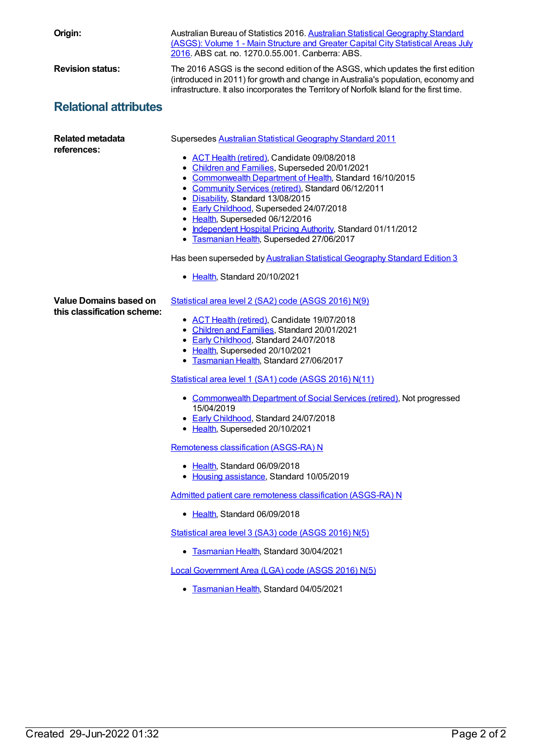**Origin:** Australian Bureau of Statistics 2016. Australian Statistical Geography Standard (ASGS): Volume 1 - Main Structure and Greater Capital City Statistical Areas July 2016. ABS cat. no. 1270.0.55.001. Canberra: ABS.

**Revision status:** The 2016 ASGS is the second edition of the ASGS, which updates the first edition (introduced in 2011) for growth and change in Australia's population, economy and infrastructure. It also incorporates the Territory of Norfolk Island for the first time.

## Relational attributes

**Related metadata references:**

Supersedes Australian Statistical Geography Standard 2011

- ACT Health (retired), Candidate 09/08/2018
- Children and Families, Superseded 20/01/2021
- Commonwealth Department of Health, Standard 16/10/2015
- Community Services (retired), Standard 06/12/2011
- Disability, Standard 13/08/2015
- Early Childhood, Superseded 24/07/2018
- Health, Superseded 06/12/2016
- Independent Hospital Pricing Authority, Standard 01/11/2012
- Tasmanian Health, Superseded 27/06/2017

Has been superseded by Australian Statistical Geography Standard Edition 3

- Health, Standard 20/10/2021

**Value Domains based on this classification scheme:**

Statistical area level 2 (SA2) code (ASGS 2016) N(9)

- ACT Health (retired), Candidate 19/07/2018
- Children and Families, Standard 20/01/2021
- Early Childhood, Standard 24/07/2018
- Health, Superseded 20/10/2021
- Tasmanian Health, Standard 27/06/2017

Statistical area level 1 (SA1) code (ASGS 2016) N(11)

- Commonwealth Department of Social Services (retired), Not progressed 15/04/2019
- Early Childhood, Standard 24/07/2018
- Health, Superseded 20/10/2021

Remoteness classification (ASGS-RA) N

- Health, Standard 06/09/2018
- Housing assistance, Standard 10/05/2019

Admitted patient care remoteness classification (ASGS-RA) N

- Health, Standard 06/09/2018

Statistical area level 3 (SA3) code (ASGS 2016) N(5)

- Tasmanian Health, Standard 30/04/2021

Local Government Area (LGA) code (ASGS 2016) N(5)

- Tasmanian Health, Standard 04/05/2021